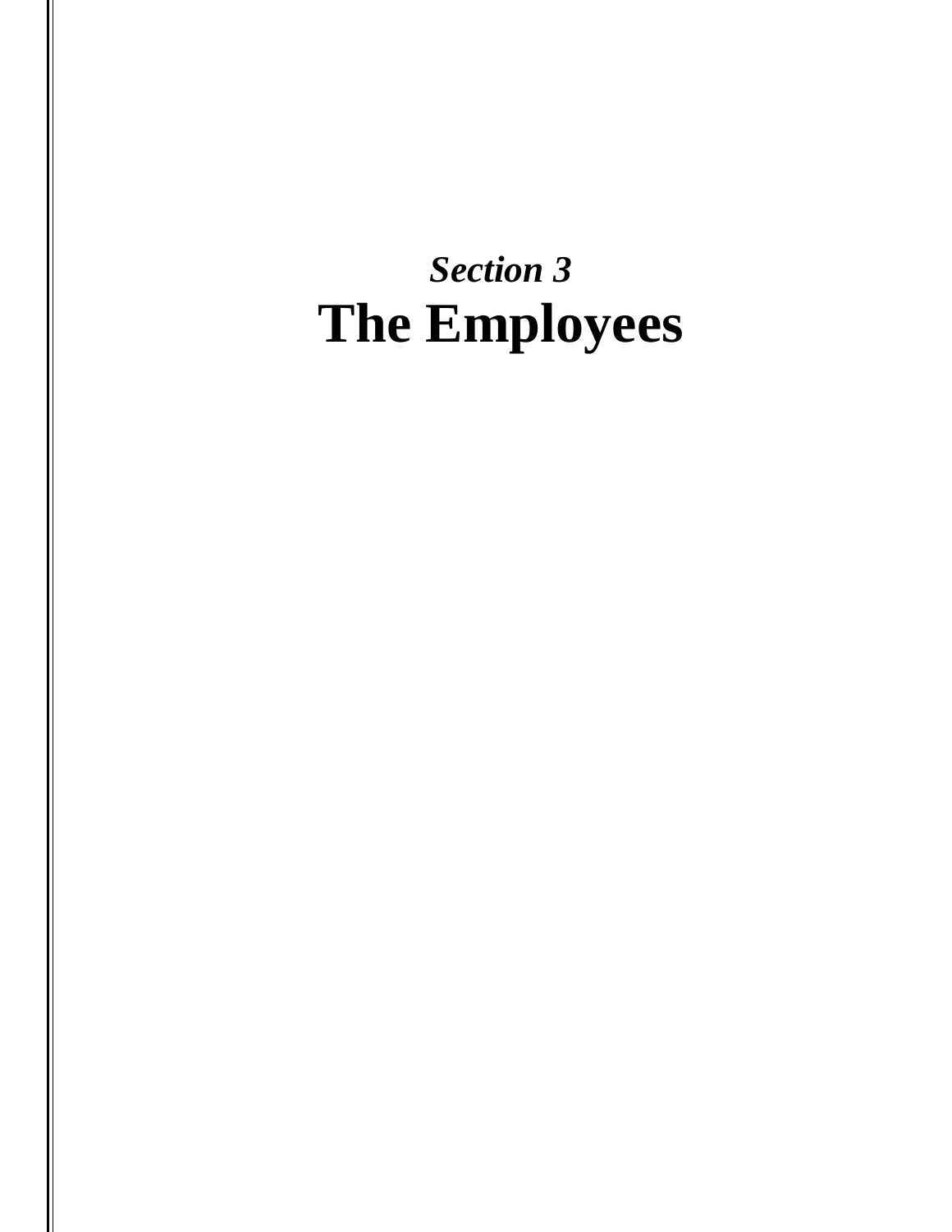*Section 3*

# The Employees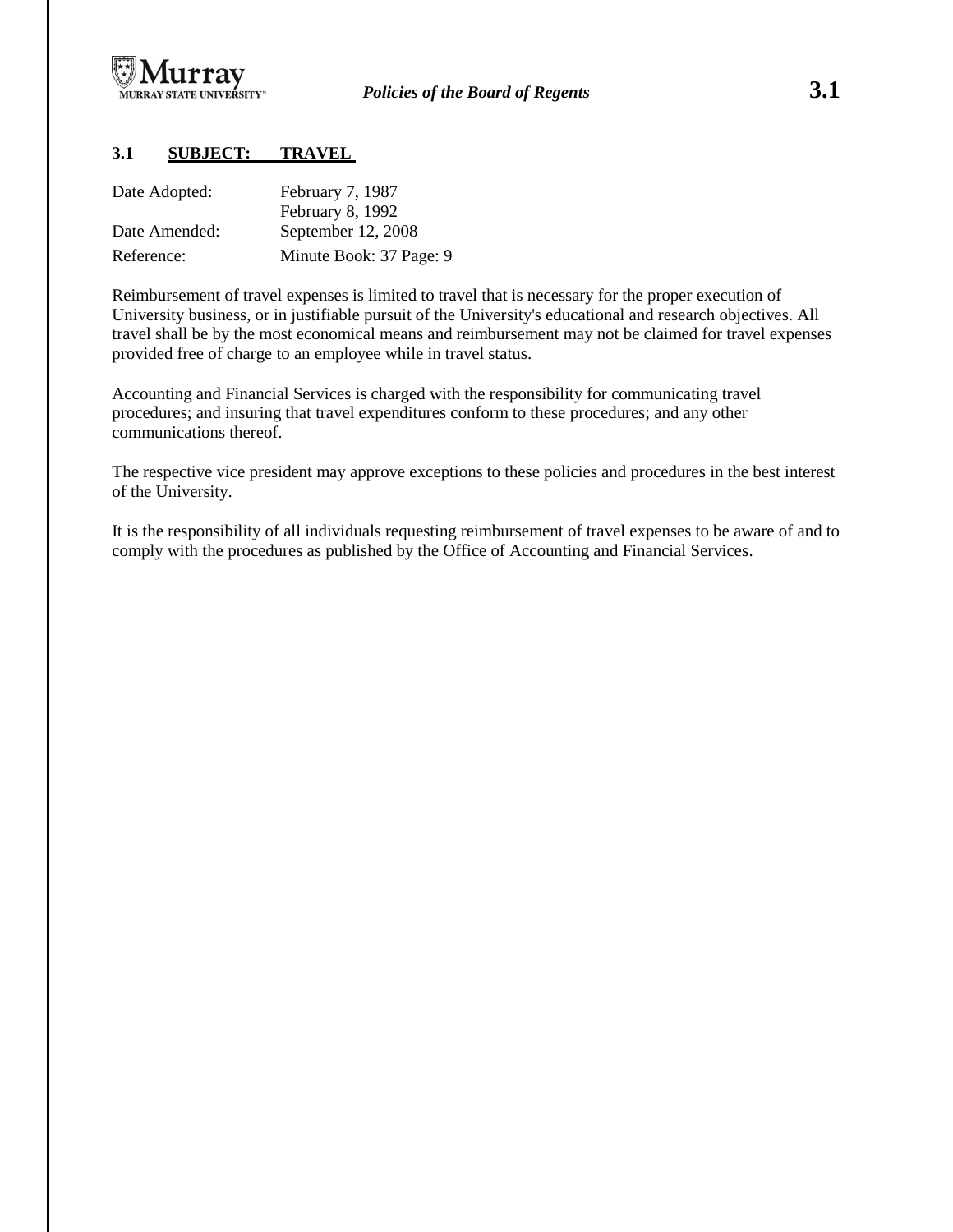## 3.1 SUBJECT: TRAVEL

| | |
|---|---|
| Date Adopted: | February 7, 1987<br>February 8, 1992 |
| Date Amended: | September 12, 2008 |
| Reference: | Minute Book: 37 Page: 9 |

Reimbursement of travel expenses is limited to travel that is necessary for the proper execution of University business, or in justifiable pursuit of the University's educational and research objectives. All travel shall be by the most economical means and reimbursement may not be claimed for travel expenses provided free of charge to an employee while in travel status.

Accounting and Financial Services is charged with the responsibility for communicating travel procedures; and insuring that travel expenditures conform to these procedures; and any other communications thereof.

The respective vice president may approve exceptions to these policies and procedures in the best interest of the University.

It is the responsibility of all individuals requesting reimbursement of travel expenses to be aware of and to comply with the procedures as published by the Office of Accounting and Financial Services.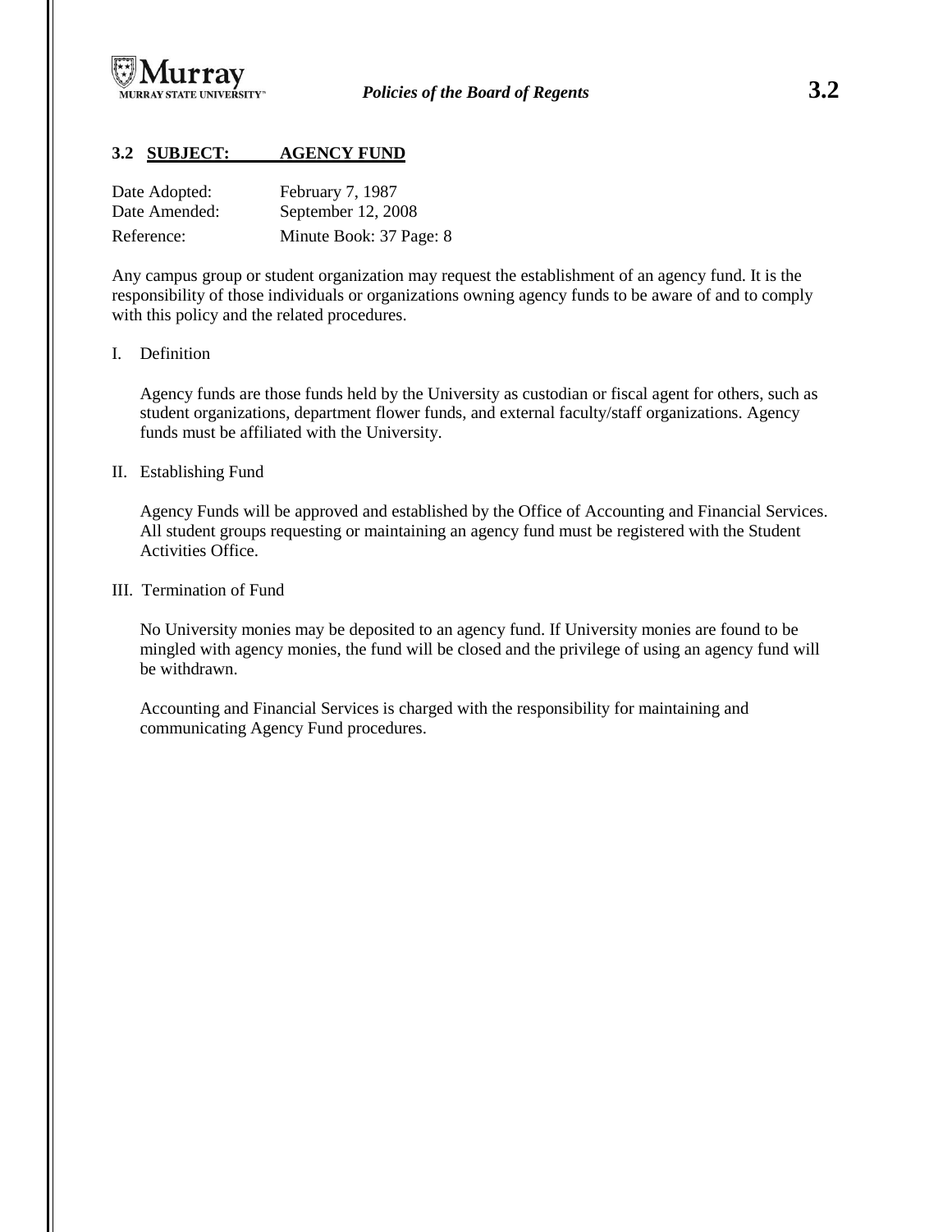## 3.2 SUBJECT: AGENCY FUND

| | |
|---|---|
| Date Adopted: | February 7, 1987 |
| Date Amended: | September 12, 2008 |
| Reference: | Minute Book: 37 Page: 8 |

Any campus group or student organization may request the establishment of an agency fund. It is the responsibility of those individuals or organizations owning agency funds to be aware of and to comply with this policy and the related procedures.

I. Definition

Agency funds are those funds held by the University as custodian or fiscal agent for others, such as student organizations, department flower funds, and external faculty/staff organizations. Agency funds must be affiliated with the University.

II. Establishing Fund

Agency Funds will be approved and established by the Office of Accounting and Financial Services. All student groups requesting or maintaining an agency fund must be registered with the Student Activities Office.

III. Termination of Fund

No University monies may be deposited to an agency fund. If University monies are found to be mingled with agency monies, the fund will be closed and the privilege of using an agency fund will be withdrawn.

Accounting and Financial Services is charged with the responsibility for maintaining and communicating Agency Fund procedures.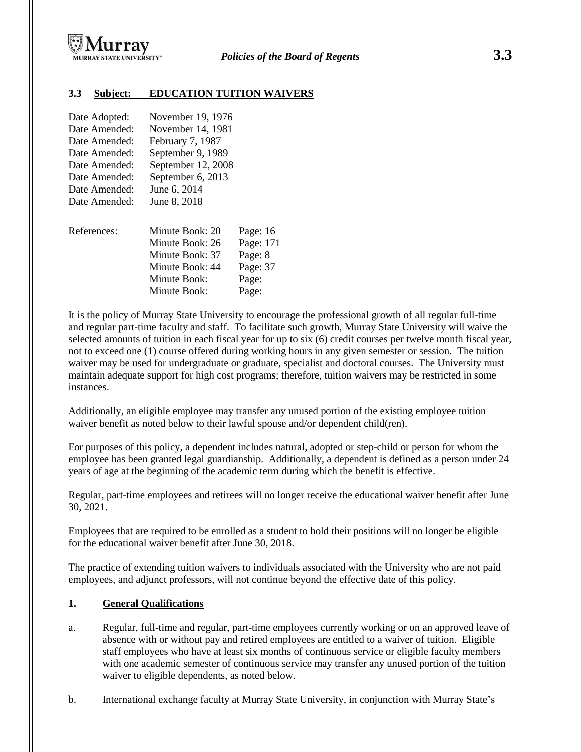## 3.3 Subject: EDUCATION TUITION WAIVERS

| | | |
|---|---|---|
| Date Adopted: | November 19, 1976 | |
| Date Amended: | November 14, 1981 | |
| Date Amended: | February 7, 1987 | |
| Date Amended: | September 9, 1989 | |
| Date Amended: | September 12, 2008 | |
| Date Amended: | September 6, 2013 | |
| Date Amended: | June 6, 2014 | |
| Date Amended: | June 8, 2018 | |
| References: | Minute Book: 20 | Page: 16 |
| | Minute Book: 26 | Page: 171 |
| | Minute Book: 37 | Page: 8 |
| | Minute Book: 44 | Page: 37 |
| | Minute Book: | Page: |
| | Minute Book: | Page: |

It is the policy of Murray State University to encourage the professional growth of all regular full-time and regular part-time faculty and staff. To facilitate such growth, Murray State University will waive the selected amounts of tuition in each fiscal year for up to six (6) credit courses per twelve month fiscal year, not to exceed one (1) course offered during working hours in any given semester or session. The tuition waiver may be used for undergraduate or graduate, specialist and doctoral courses. The University must maintain adequate support for high cost programs; therefore, tuition waivers may be restricted in some instances.

Additionally, an eligible employee may transfer any unused portion of the existing employee tuition waiver benefit as noted below to their lawful spouse and/or dependent child(ren).

For purposes of this policy, a dependent includes natural, adopted or step-child or person for whom the employee has been granted legal guardianship. Additionally, a dependent is defined as a person under 24 years of age at the beginning of the academic term during which the benefit is effective.

Regular, part-time employees and retirees will no longer receive the educational waiver benefit after June 30, 2021.

Employees that are required to be enrolled as a student to hold their positions will no longer be eligible for the educational waiver benefit after June 30, 2018.

The practice of extending tuition waivers to individuals associated with the University who are not paid employees, and adjunct professors, will not continue beyond the effective date of this policy.

### 1. General Qualifications

a. Regular, full-time and regular, part-time employees currently working or on an approved leave of absence with or without pay and retired employees are entitled to a waiver of tuition. Eligible staff employees who have at least six months of continuous service or eligible faculty members with one academic semester of continuous service may transfer any unused portion of the tuition waiver to eligible dependents, as noted below.

b. International exchange faculty at Murray State University, in conjunction with Murray State's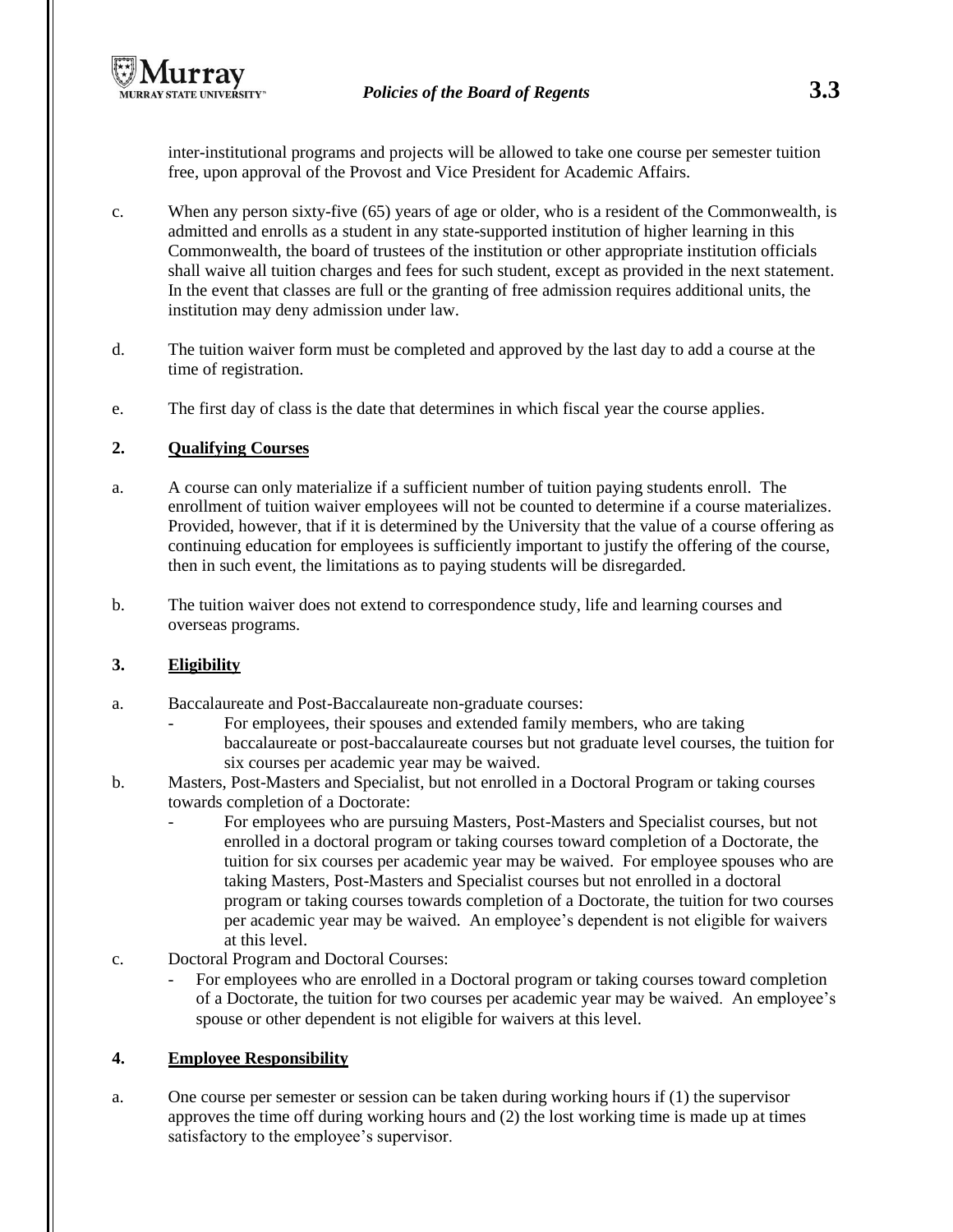inter-institutional programs and projects will be allowed to take one course per semester tuition free, upon approval of the Provost and Vice President for Academic Affairs.

c. When any person sixty-five (65) years of age or older, who is a resident of the Commonwealth, is admitted and enrolls as a student in any state-supported institution of higher learning in this Commonwealth, the board of trustees of the institution or other appropriate institution officials shall waive all tuition charges and fees for such student, except as provided in the next statement. In the event that classes are full or the granting of free admission requires additional units, the institution may deny admission under law.

d. The tuition waiver form must be completed and approved by the last day to add a course at the time of registration.

e. The first day of class is the date that determines in which fiscal year the course applies.

**2. Qualifying Courses**

a. A course can only materialize if a sufficient number of tuition paying students enroll. The enrollment of tuition waiver employees will not be counted to determine if a course materializes. Provided, however, that if it is determined by the University that the value of a course offering as continuing education for employees is sufficiently important to justify the offering of the course, then in such event, the limitations as to paying students will be disregarded.

b. The tuition waiver does not extend to correspondence study, life and learning courses and overseas programs.

**3. Eligibility**

a. Baccalaureate and Post-Baccalaureate non-graduate courses:
   - For employees, their spouses and extended family members, who are taking baccalaureate or post-baccalaureate courses but not graduate level courses, the tuition for six courses per academic year may be waived.

b. Masters, Post-Masters and Specialist, but not enrolled in a Doctoral Program or taking courses towards completion of a Doctorate:
   - For employees who are pursuing Masters, Post-Masters and Specialist courses, but not enrolled in a doctoral program or taking courses toward completion of a Doctorate, the tuition for six courses per academic year may be waived. For employee spouses who are taking Masters, Post-Masters and Specialist courses but not enrolled in a doctoral program or taking courses towards completion of a Doctorate, the tuition for two courses per academic year may be waived. An employee's dependent is not eligible for waivers at this level.

c. Doctoral Program and Doctoral Courses:
   - For employees who are enrolled in a Doctoral program or taking courses toward completion of a Doctorate, the tuition for two courses per academic year may be waived. An employee's spouse or other dependent is not eligible for waivers at this level.

**4. Employee Responsibility**

a. One course per semester or session can be taken during working hours if (1) the supervisor approves the time off during working hours and (2) the lost working time is made up at times satisfactory to the employee's supervisor.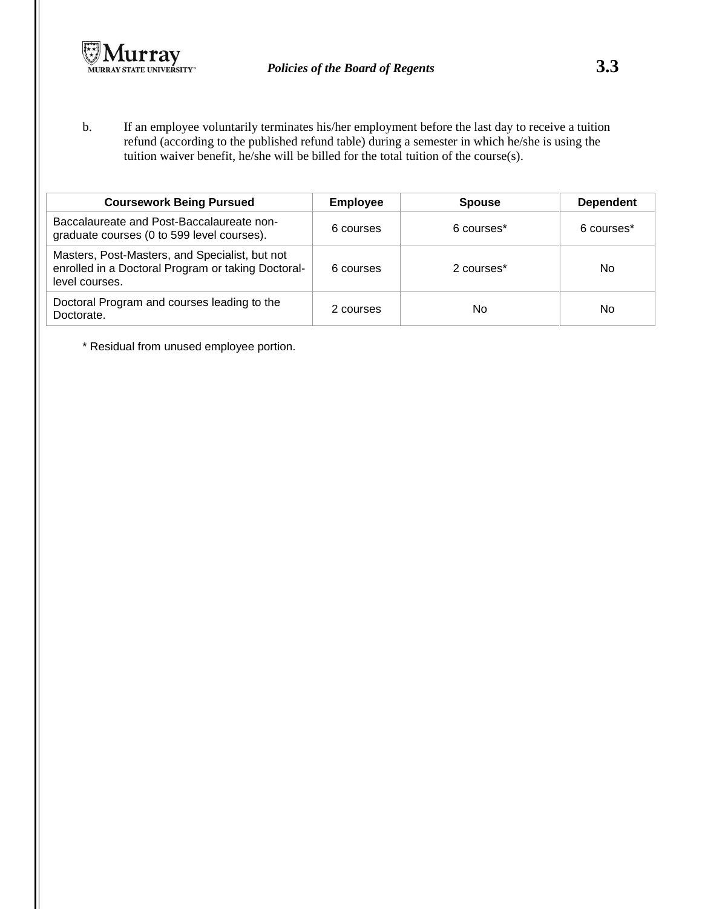b. If an employee voluntarily terminates his/her employment before the last day to receive a tuition refund (according to the published refund table) during a semester in which he/she is using the tuition waiver benefit, he/she will be billed for the total tuition of the course(s).

| Coursework Being Pursued | Employee | Spouse | Dependent |
|---|---|---|---|
| Baccalaureate and Post-Baccalaureate non-graduate courses (0 to 599 level courses). | 6 courses | 6 courses* | 6 courses* |
| Masters, Post-Masters, and Specialist, but not enrolled in a Doctoral Program or taking Doctoral-level courses. | 6 courses | 2 courses* | No |
| Doctoral Program and courses leading to the Doctorate. | 2 courses | No | No |

* Residual from unused employee portion.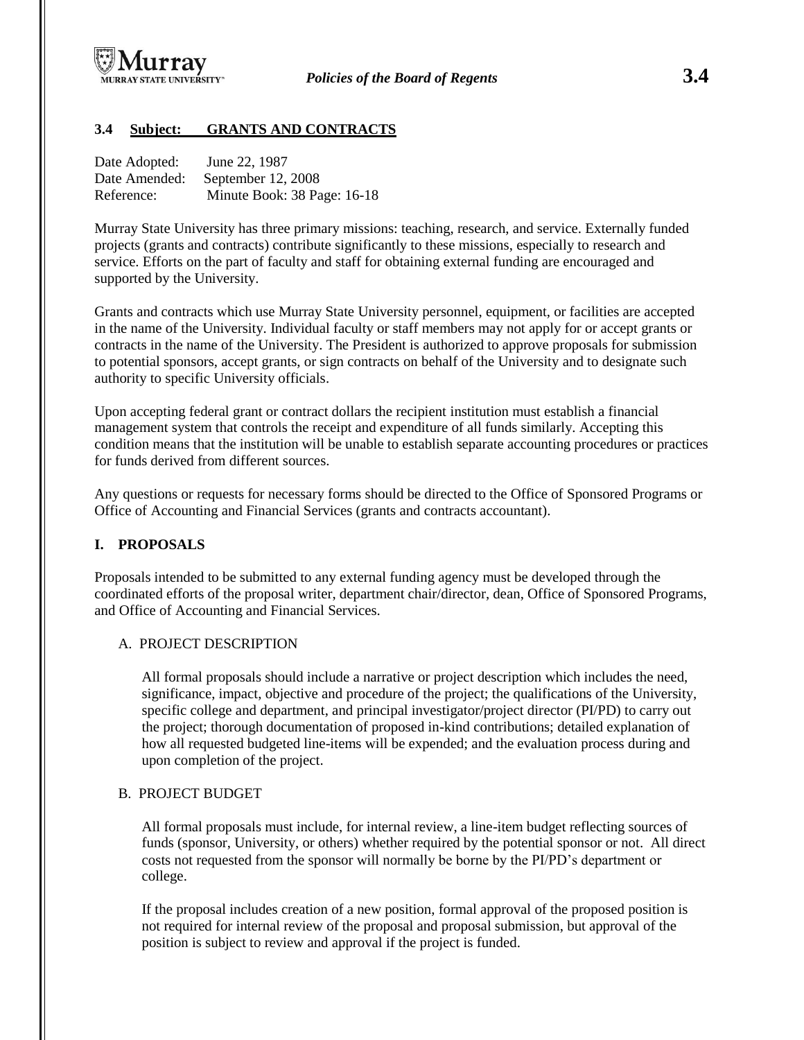### 3.4 Subject: GRANTS AND CONTRACTS

Date Adopted: June 22, 1987
Date Amended: September 12, 2008
Reference: Minute Book: 38 Page: 16-18

Murray State University has three primary missions: teaching, research, and service. Externally funded projects (grants and contracts) contribute significantly to these missions, especially to research and service. Efforts on the part of faculty and staff for obtaining external funding are encouraged and supported by the University.

Grants and contracts which use Murray State University personnel, equipment, or facilities are accepted in the name of the University. Individual faculty or staff members may not apply for or accept grants or contracts in the name of the University. The President is authorized to approve proposals for submission to potential sponsors, accept grants, or sign contracts on behalf of the University and to designate such authority to specific University officials.

Upon accepting federal grant or contract dollars the recipient institution must establish a financial management system that controls the receipt and expenditure of all funds similarly. Accepting this condition means that the institution will be unable to establish separate accounting procedures or practices for funds derived from different sources.

Any questions or requests for necessary forms should be directed to the Office of Sponsored Programs or Office of Accounting and Financial Services (grants and contracts accountant).

## I. PROPOSALS

Proposals intended to be submitted to any external funding agency must be developed through the coordinated efforts of the proposal writer, department chair/director, dean, Office of Sponsored Programs, and Office of Accounting and Financial Services.

### A. PROJECT DESCRIPTION

All formal proposals should include a narrative or project description which includes the need, significance, impact, objective and procedure of the project; the qualifications of the University, specific college and department, and principal investigator/project director (PI/PD) to carry out the project; thorough documentation of proposed in-kind contributions; detailed explanation of how all requested budgeted line-items will be expended; and the evaluation process during and upon completion of the project.

### B. PROJECT BUDGET

All formal proposals must include, for internal review, a line-item budget reflecting sources of funds (sponsor, University, or others) whether required by the potential sponsor or not. All direct costs not requested from the sponsor will normally be borne by the PI/PD's department or college.

If the proposal includes creation of a new position, formal approval of the proposed position is not required for internal review of the proposal and proposal submission, but approval of the position is subject to review and approval if the project is funded.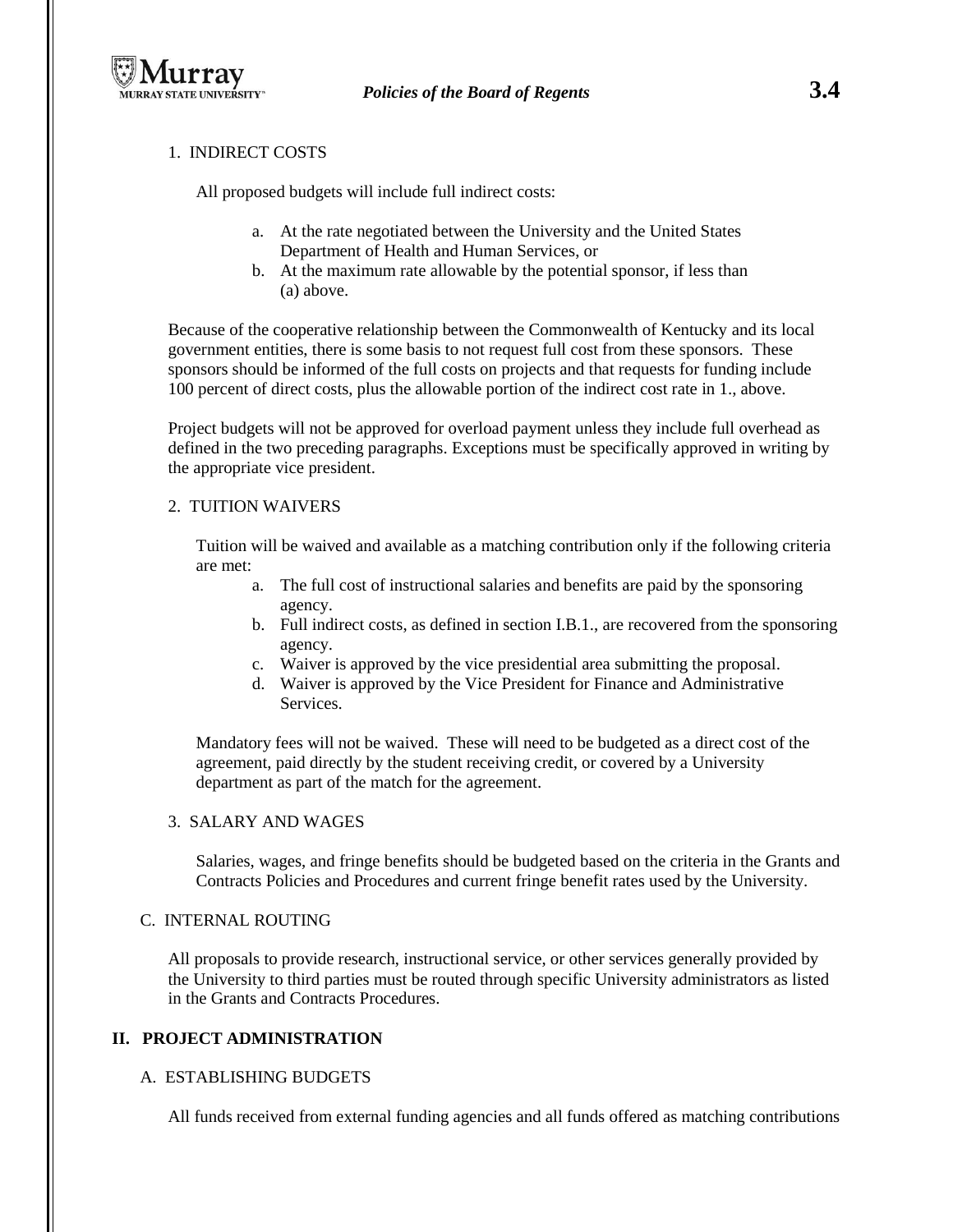1. INDIRECT COSTS

All proposed budgets will include full indirect costs:

a. At the rate negotiated between the University and the United States Department of Health and Human Services, or
b. At the maximum rate allowable by the potential sponsor, if less than (a) above.

Because of the cooperative relationship between the Commonwealth of Kentucky and its local government entities, there is some basis to not request full cost from these sponsors. These sponsors should be informed of the full costs on projects and that requests for funding include 100 percent of direct costs, plus the allowable portion of the indirect cost rate in 1., above.

Project budgets will not be approved for overload payment unless they include full overhead as defined in the two preceding paragraphs. Exceptions must be specifically approved in writing by the appropriate vice president.

2. TUITION WAIVERS

Tuition will be waived and available as a matching contribution only if the following criteria are met:

a. The full cost of instructional salaries and benefits are paid by the sponsoring agency.
b. Full indirect costs, as defined in section I.B.1., are recovered from the sponsoring agency.
c. Waiver is approved by the vice presidential area submitting the proposal.
d. Waiver is approved by the Vice President for Finance and Administrative Services.

Mandatory fees will not be waived. These will need to be budgeted as a direct cost of the agreement, paid directly by the student receiving credit, or covered by a University department as part of the match for the agreement.

3. SALARY AND WAGES

Salaries, wages, and fringe benefits should be budgeted based on the criteria in the Grants and Contracts Policies and Procedures and current fringe benefit rates used by the University.

C. INTERNAL ROUTING

All proposals to provide research, instructional service, or other services generally provided by the University to third parties must be routed through specific University administrators as listed in the Grants and Contracts Procedures.

## II. PROJECT ADMINISTRATION

A. ESTABLISHING BUDGETS

All funds received from external funding agencies and all funds offered as matching contributions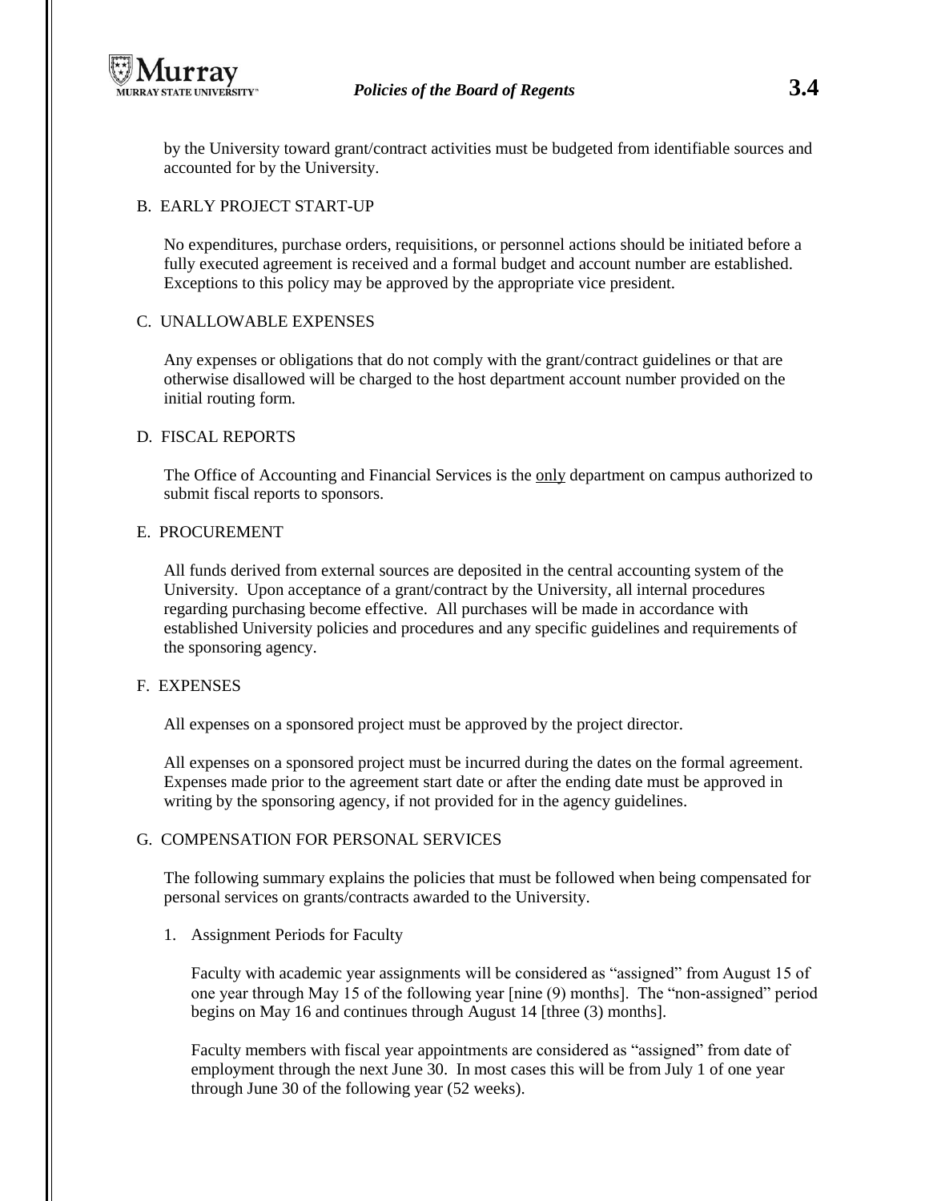by the University toward grant/contract activities must be budgeted from identifiable sources and accounted for by the University.

## B. EARLY PROJECT START-UP

No expenditures, purchase orders, requisitions, or personnel actions should be initiated before a fully executed agreement is received and a formal budget and account number are established. Exceptions to this policy may be approved by the appropriate vice president.

## C. UNALLOWABLE EXPENSES

Any expenses or obligations that do not comply with the grant/contract guidelines or that are otherwise disallowed will be charged to the host department account number provided on the initial routing form.

## D. FISCAL REPORTS

The Office of Accounting and Financial Services is the <u>only</u> department on campus authorized to submit fiscal reports to sponsors.

## E. PROCUREMENT

All funds derived from external sources are deposited in the central accounting system of the University. Upon acceptance of a grant/contract by the University, all internal procedures regarding purchasing become effective. All purchases will be made in accordance with established University policies and procedures and any specific guidelines and requirements of the sponsoring agency.

## F. EXPENSES

All expenses on a sponsored project must be approved by the project director.

All expenses on a sponsored project must be incurred during the dates on the formal agreement. Expenses made prior to the agreement start date or after the ending date must be approved in writing by the sponsoring agency, if not provided for in the agency guidelines.

## G. COMPENSATION FOR PERSONAL SERVICES

The following summary explains the policies that must be followed when being compensated for personal services on grants/contracts awarded to the University.

1. Assignment Periods for Faculty

   Faculty with academic year assignments will be considered as "assigned" from August 15 of one year through May 15 of the following year [nine (9) months]. The "non-assigned" period begins on May 16 and continues through August 14 [three (3) months].

   Faculty members with fiscal year appointments are considered as "assigned" from date of employment through the next June 30. In most cases this will be from July 1 of one year through June 30 of the following year (52 weeks).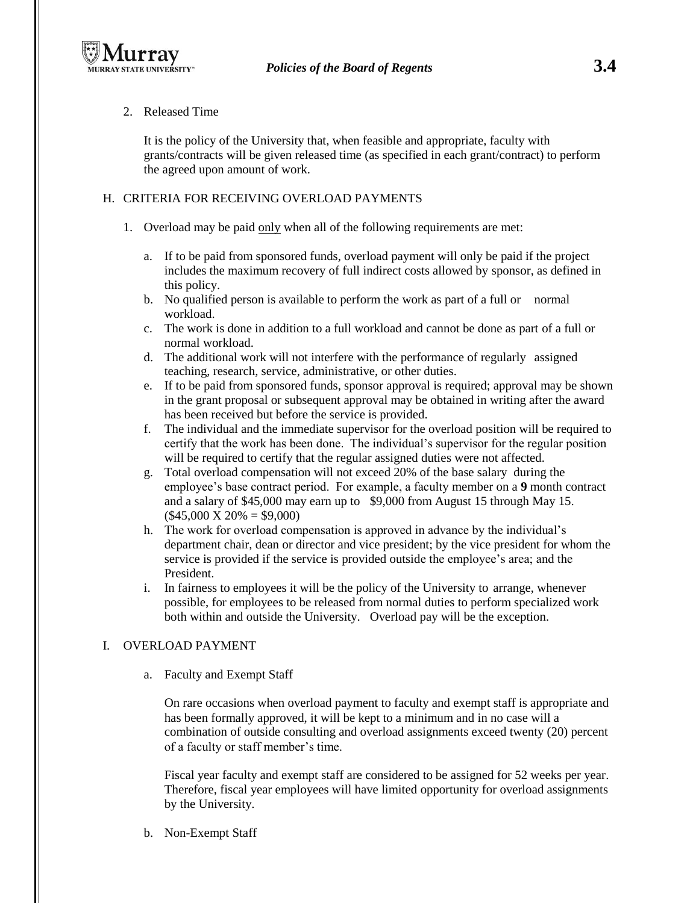2. Released Time

   It is the policy of the University that, when feasible and appropriate, faculty with grants/contracts will be given released time (as specified in each grant/contract) to perform the agreed upon amount of work.

## H. CRITERIA FOR RECEIVING OVERLOAD PAYMENTS

1. Overload may be paid only when all of the following requirements are met:

   a. If to be paid from sponsored funds, overload payment will only be paid if the project includes the maximum recovery of full indirect costs allowed by sponsor, as defined in this policy.
   b. No qualified person is available to perform the work as part of a full or normal workload.
   c. The work is done in addition to a full workload and cannot be done as part of a full or normal workload.
   d. The additional work will not interfere with the performance of regularly assigned teaching, research, service, administrative, or other duties.
   e. If to be paid from sponsored funds, sponsor approval is required; approval may be shown in the grant proposal or subsequent approval may be obtained in writing after the award has been received but before the service is provided.
   f. The individual and the immediate supervisor for the overload position will be required to certify that the work has been done. The individual's supervisor for the regular position will be required to certify that the regular assigned duties were not affected.
   g. Total overload compensation will not exceed 20% of the base salary during the employee's base contract period. For example, a faculty member on a **9** month contract and a salary of $45,000 may earn up to $9,000 from August 15 through May 15. ($45,000 X 20% = $9,000)
   h. The work for overload compensation is approved in advance by the individual's department chair, dean or director and vice president; by the vice president for whom the service is provided if the service is provided outside the employee's area; and the President.
   i. In fairness to employees it will be the policy of the University to arrange, whenever possible, for employees to be released from normal duties to perform specialized work both within and outside the University. Overload pay will be the exception.

## I. OVERLOAD PAYMENT

a. Faculty and Exempt Staff

   On rare occasions when overload payment to faculty and exempt staff is appropriate and has been formally approved, it will be kept to a minimum and in no case will a combination of outside consulting and overload assignments exceed twenty (20) percent of a faculty or staff member's time.

   Fiscal year faculty and exempt staff are considered to be assigned for 52 weeks per year. Therefore, fiscal year employees will have limited opportunity for overload assignments by the University.

b. Non-Exempt Staff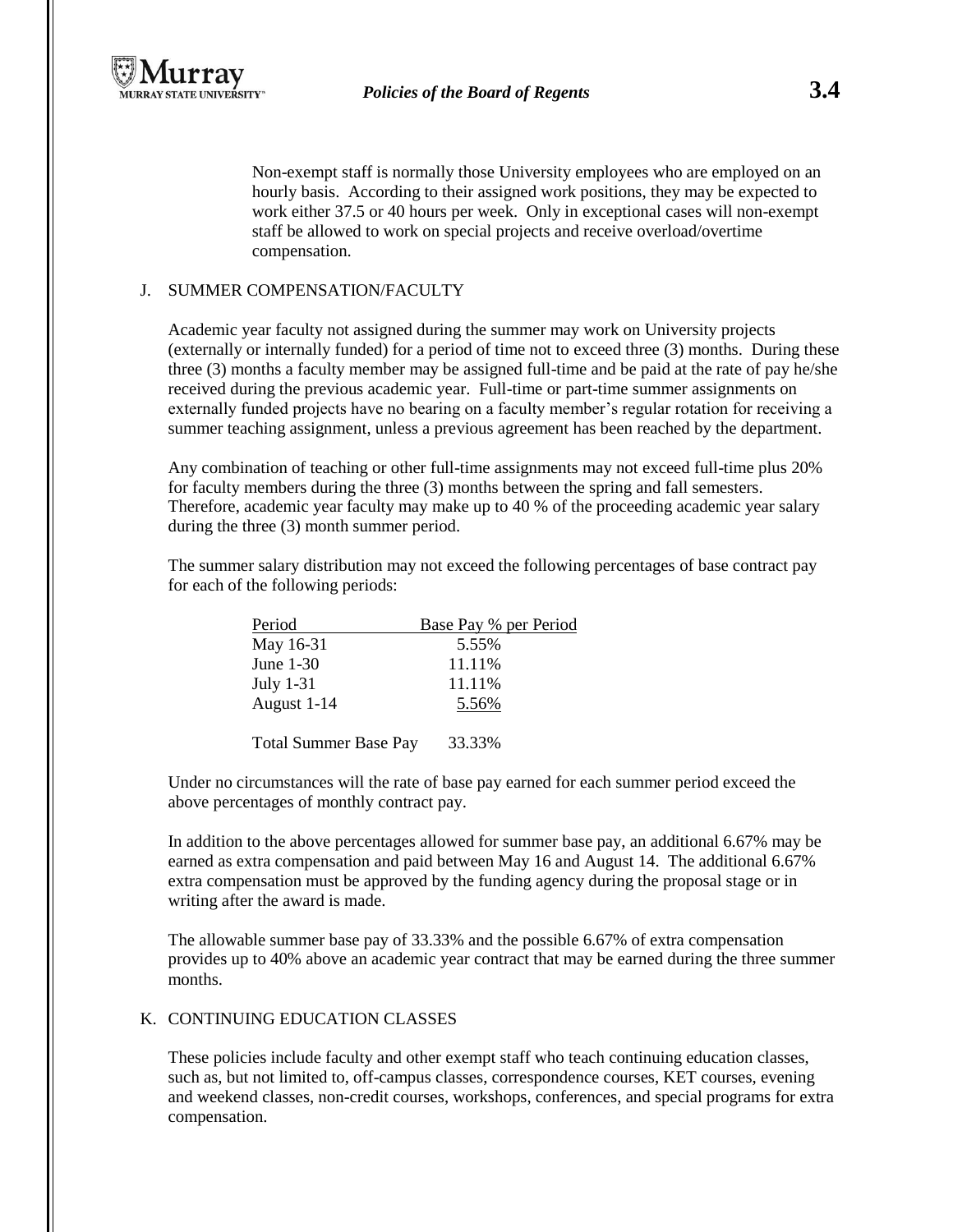Non-exempt staff is normally those University employees who are employed on an hourly basis. According to their assigned work positions, they may be expected to work either 37.5 or 40 hours per week. Only in exceptional cases will non-exempt staff be allowed to work on special projects and receive overload/overtime compensation.

## J. SUMMER COMPENSATION/FACULTY

Academic year faculty not assigned during the summer may work on University projects (externally or internally funded) for a period of time not to exceed three (3) months. During these three (3) months a faculty member may be assigned full-time and be paid at the rate of pay he/she received during the previous academic year. Full-time or part-time summer assignments on externally funded projects have no bearing on a faculty member's regular rotation for receiving a summer teaching assignment, unless a previous agreement has been reached by the department.

Any combination of teaching or other full-time assignments may not exceed full-time plus 20% for faculty members during the three (3) months between the spring and fall semesters. Therefore, academic year faculty may make up to 40 % of the proceeding academic year salary during the three (3) month summer period.

The summer salary distribution may not exceed the following percentages of base contract pay for each of the following periods:

| Period | Base Pay % per Period |
|---|---|
| May 16-31 | 5.55% |
| June 1-30 | 11.11% |
| July 1-31 | 11.11% |
| August 1-14 | 5.56% |
| Total Summer Base Pay | 33.33% |

Under no circumstances will the rate of base pay earned for each summer period exceed the above percentages of monthly contract pay.

In addition to the above percentages allowed for summer base pay, an additional 6.67% may be earned as extra compensation and paid between May 16 and August 14. The additional 6.67% extra compensation must be approved by the funding agency during the proposal stage or in writing after the award is made.

The allowable summer base pay of 33.33% and the possible 6.67% of extra compensation provides up to 40% above an academic year contract that may be earned during the three summer months.

## K. CONTINUING EDUCATION CLASSES

These policies include faculty and other exempt staff who teach continuing education classes, such as, but not limited to, off-campus classes, correspondence courses, KET courses, evening and weekend classes, non-credit courses, workshops, conferences, and special programs for extra compensation.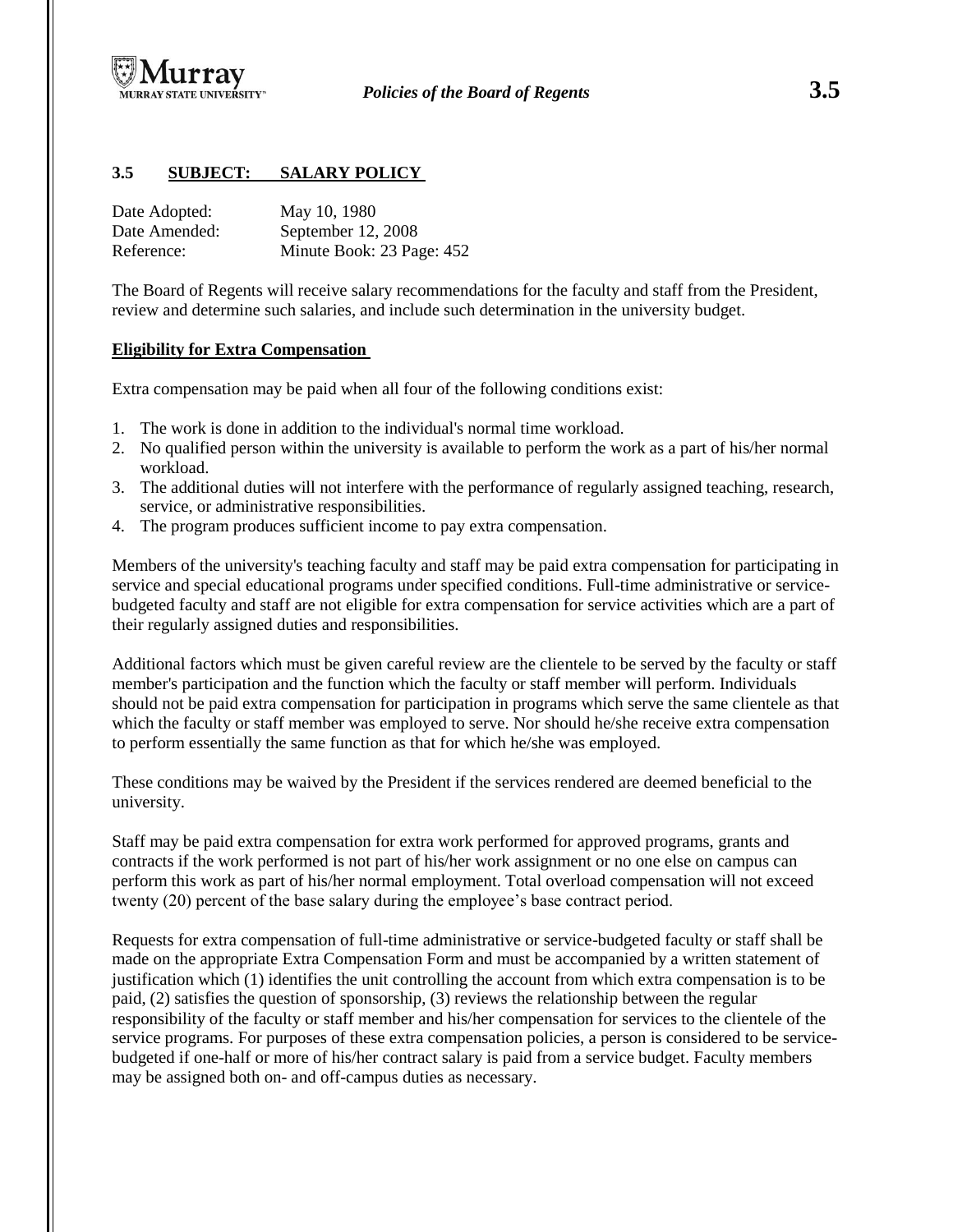## 3.5 SUBJECT: SALARY POLICY

Date Adopted: May 10, 1980
Date Amended: September 12, 2008
Reference: Minute Book: 23 Page: 452

The Board of Regents will receive salary recommendations for the faculty and staff from the President, review and determine such salaries, and include such determination in the university budget.

### Eligibility for Extra Compensation

Extra compensation may be paid when all four of the following conditions exist:

1. The work is done in addition to the individual's normal time workload.
2. No qualified person within the university is available to perform the work as a part of his/her normal workload.
3. The additional duties will not interfere with the performance of regularly assigned teaching, research, service, or administrative responsibilities.
4. The program produces sufficient income to pay extra compensation.

Members of the university's teaching faculty and staff may be paid extra compensation for participating in service and special educational programs under specified conditions. Full-time administrative or service-budgeted faculty and staff are not eligible for extra compensation for service activities which are a part of their regularly assigned duties and responsibilities.

Additional factors which must be given careful review are the clientele to be served by the faculty or staff member's participation and the function which the faculty or staff member will perform. Individuals should not be paid extra compensation for participation in programs which serve the same clientele as that which the faculty or staff member was employed to serve. Nor should he/she receive extra compensation to perform essentially the same function as that for which he/she was employed.

These conditions may be waived by the President if the services rendered are deemed beneficial to the university.

Staff may be paid extra compensation for extra work performed for approved programs, grants and contracts if the work performed is not part of his/her work assignment or no one else on campus can perform this work as part of his/her normal employment. Total overload compensation will not exceed twenty (20) percent of the base salary during the employee's base contract period.

Requests for extra compensation of full-time administrative or service-budgeted faculty or staff shall be made on the appropriate Extra Compensation Form and must be accompanied by a written statement of justification which (1) identifies the unit controlling the account from which extra compensation is to be paid, (2) satisfies the question of sponsorship, (3) reviews the relationship between the regular responsibility of the faculty or staff member and his/her compensation for services to the clientele of the service programs. For purposes of these extra compensation policies, a person is considered to be service-budgeted if one-half or more of his/her contract salary is paid from a service budget. Faculty members may be assigned both on- and off-campus duties as necessary.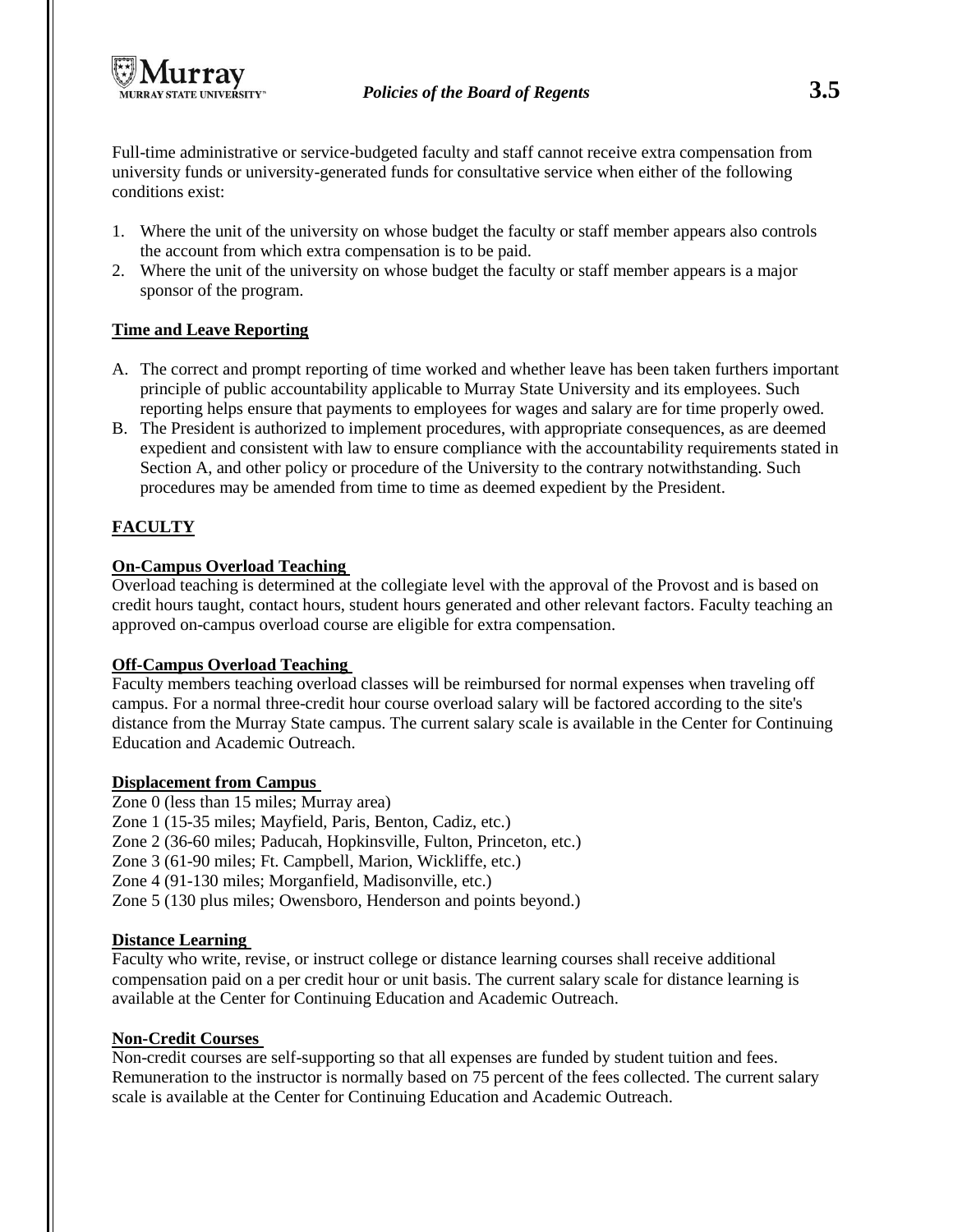Full-time administrative or service-budgeted faculty and staff cannot receive extra compensation from university funds or university-generated funds for consultative service when either of the following conditions exist:

1. Where the unit of the university on whose budget the faculty or staff member appears also controls the account from which extra compensation is to be paid.
2. Where the unit of the university on whose budget the faculty or staff member appears is a major sponsor of the program.

**Time and Leave Reporting**

A. The correct and prompt reporting of time worked and whether leave has been taken furthers important principle of public accountability applicable to Murray State University and its employees. Such reporting helps ensure that payments to employees for wages and salary are for time properly owed.
B. The President is authorized to implement procedures, with appropriate consequences, as are deemed expedient and consistent with law to ensure compliance with the accountability requirements stated in Section A, and other policy or procedure of the University to the contrary notwithstanding. Such procedures may be amended from time to time as deemed expedient by the President.

## FACULTY

**On-Campus Overload Teaching**

Overload teaching is determined at the collegiate level with the approval of the Provost and is based on credit hours taught, contact hours, student hours generated and other relevant factors. Faculty teaching an approved on-campus overload course are eligible for extra compensation.

**Off-Campus Overload Teaching**

Faculty members teaching overload classes will be reimbursed for normal expenses when traveling off campus. For a normal three-credit hour course overload salary will be factored according to the site's distance from the Murray State campus. The current salary scale is available in the Center for Continuing Education and Academic Outreach.

**Displacement from Campus**

Zone 0 (less than 15 miles; Murray area)
Zone 1 (15-35 miles; Mayfield, Paris, Benton, Cadiz, etc.)
Zone 2 (36-60 miles; Paducah, Hopkinsville, Fulton, Princeton, etc.)
Zone 3 (61-90 miles; Ft. Campbell, Marion, Wickliffe, etc.)
Zone 4 (91-130 miles; Morganfield, Madisonville, etc.)
Zone 5 (130 plus miles; Owensboro, Henderson and points beyond.)

**Distance Learning**

Faculty who write, revise, or instruct college or distance learning courses shall receive additional compensation paid on a per credit hour or unit basis. The current salary scale for distance learning is available at the Center for Continuing Education and Academic Outreach.

**Non-Credit Courses**

Non-credit courses are self-supporting so that all expenses are funded by student tuition and fees. Remuneration to the instructor is normally based on 75 percent of the fees collected. The current salary scale is available at the Center for Continuing Education and Academic Outreach.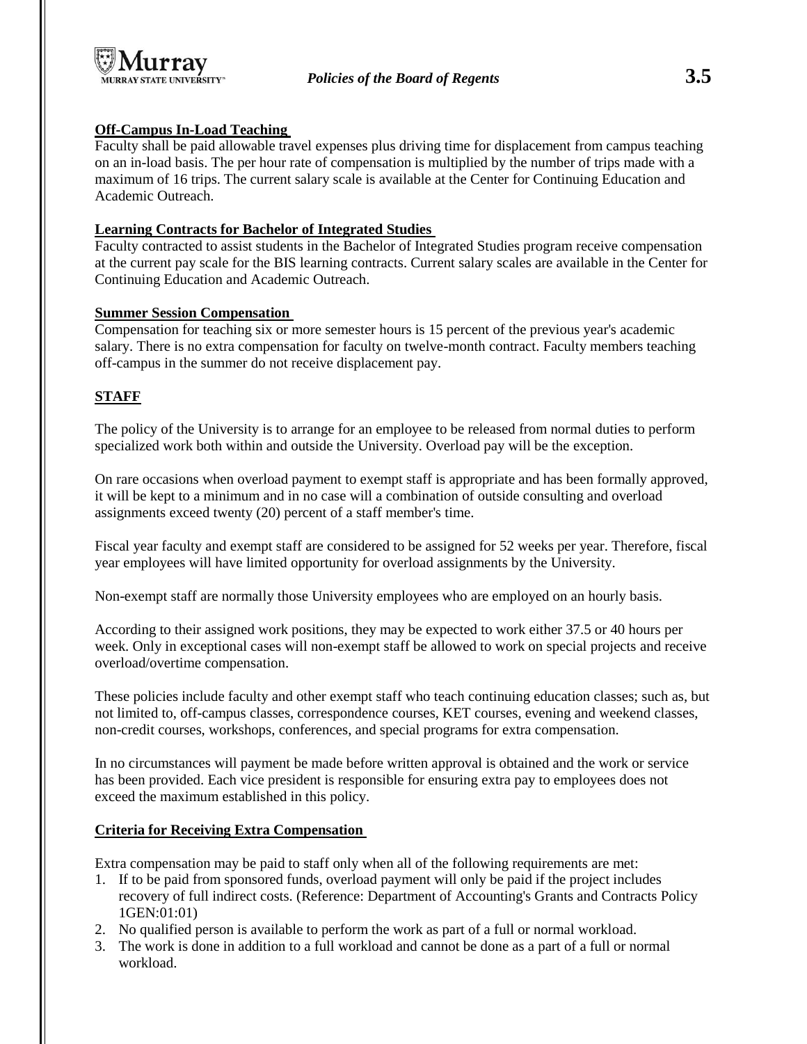**Off-Campus In-Load Teaching**

Faculty shall be paid allowable travel expenses plus driving time for displacement from campus teaching on an in-load basis. The per hour rate of compensation is multiplied by the number of trips made with a maximum of 16 trips. The current salary scale is available at the Center for Continuing Education and Academic Outreach.

**Learning Contracts for Bachelor of Integrated Studies**

Faculty contracted to assist students in the Bachelor of Integrated Studies program receive compensation at the current pay scale for the BIS learning contracts. Current salary scales are available in the Center for Continuing Education and Academic Outreach.

**Summer Session Compensation**

Compensation for teaching six or more semester hours is 15 percent of the previous year's academic salary. There is no extra compensation for faculty on twelve-month contract. Faculty members teaching off-campus in the summer do not receive displacement pay.

## STAFF

The policy of the University is to arrange for an employee to be released from normal duties to perform specialized work both within and outside the University. Overload pay will be the exception.

On rare occasions when overload payment to exempt staff is appropriate and has been formally approved, it will be kept to a minimum and in no case will a combination of outside consulting and overload assignments exceed twenty (20) percent of a staff member's time.

Fiscal year faculty and exempt staff are considered to be assigned for 52 weeks per year. Therefore, fiscal year employees will have limited opportunity for overload assignments by the University.

Non-exempt staff are normally those University employees who are employed on an hourly basis.

According to their assigned work positions, they may be expected to work either 37.5 or 40 hours per week. Only in exceptional cases will non-exempt staff be allowed to work on special projects and receive overload/overtime compensation.

These policies include faculty and other exempt staff who teach continuing education classes; such as, but not limited to, off-campus classes, correspondence courses, KET courses, evening and weekend classes, non-credit courses, workshops, conferences, and special programs for extra compensation.

In no circumstances will payment be made before written approval is obtained and the work or service has been provided. Each vice president is responsible for ensuring extra pay to employees does not exceed the maximum established in this policy.

**Criteria for Receiving Extra Compensation**

Extra compensation may be paid to staff only when all of the following requirements are met:

1. If to be paid from sponsored funds, overload payment will only be paid if the project includes recovery of full indirect costs. (Reference: Department of Accounting's Grants and Contracts Policy 1GEN:01:01)
2. No qualified person is available to perform the work as part of a full or normal workload.
3. The work is done in addition to a full workload and cannot be done as a part of a full or normal workload.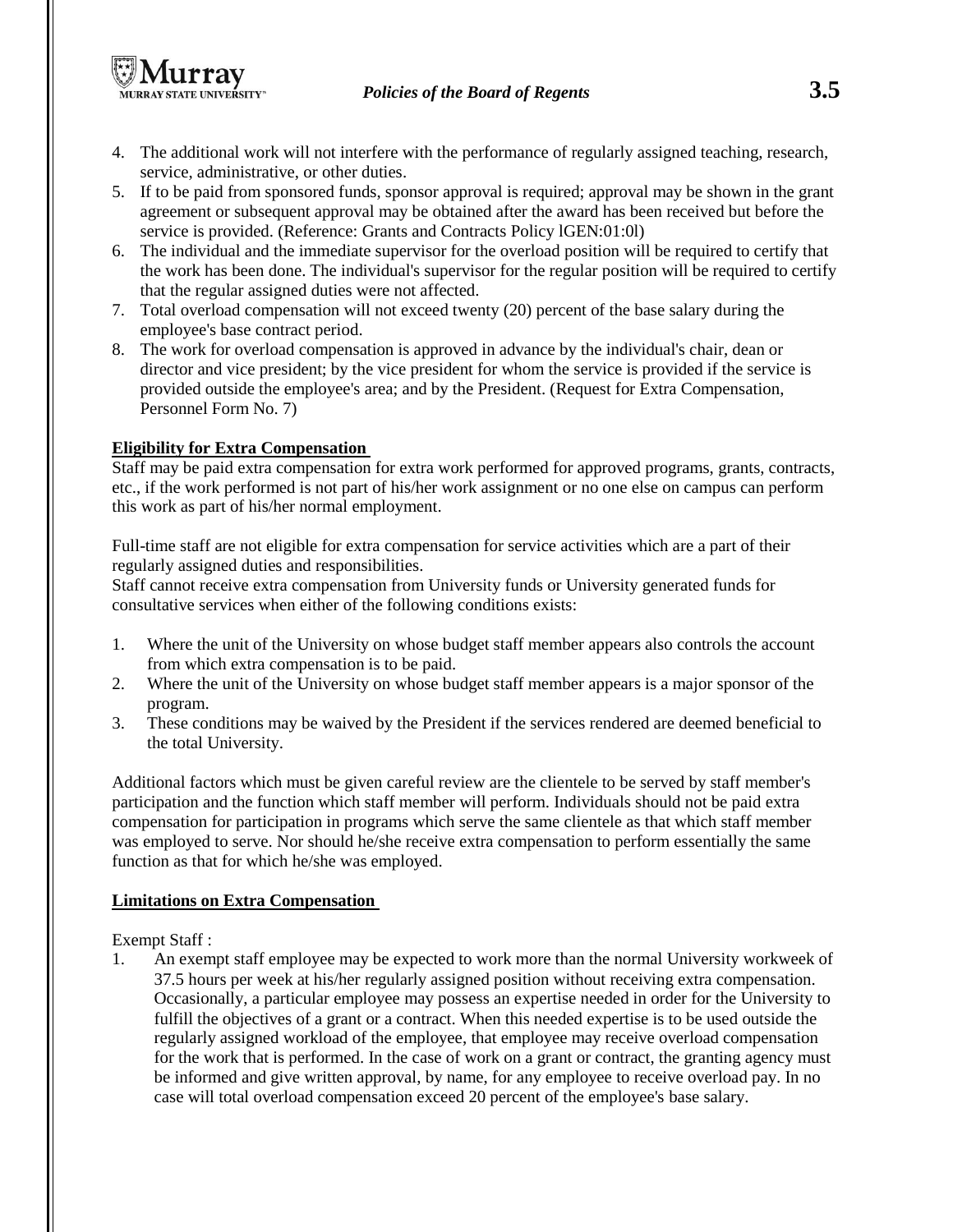4. The additional work will not interfere with the performance of regularly assigned teaching, research, service, administrative, or other duties.
5. If to be paid from sponsored funds, sponsor approval is required; approval may be shown in the grant agreement or subsequent approval may be obtained after the award has been received but before the service is provided. (Reference: Grants and Contracts Policy lGEN:01:0l)
6. The individual and the immediate supervisor for the overload position will be required to certify that the work has been done. The individual's supervisor for the regular position will be required to certify that the regular assigned duties were not affected.
7. Total overload compensation will not exceed twenty (20) percent of the base salary during the employee's base contract period.
8. The work for overload compensation is approved in advance by the individual's chair, dean or director and vice president; by the vice president for whom the service is provided if the service is provided outside the employee's area; and by the President. (Request for Extra Compensation, Personnel Form No. 7)

**Eligibility for Extra Compensation**

Staff may be paid extra compensation for extra work performed for approved programs, grants, contracts, etc., if the work performed is not part of his/her work assignment or no one else on campus can perform this work as part of his/her normal employment.

Full-time staff are not eligible for extra compensation for service activities which are a part of their regularly assigned duties and responsibilities.
Staff cannot receive extra compensation from University funds or University generated funds for consultative services when either of the following conditions exists:

1. Where the unit of the University on whose budget staff member appears also controls the account from which extra compensation is to be paid.
2. Where the unit of the University on whose budget staff member appears is a major sponsor of the program.
3. These conditions may be waived by the President if the services rendered are deemed beneficial to the total University.

Additional factors which must be given careful review are the clientele to be served by staff member's participation and the function which staff member will perform. Individuals should not be paid extra compensation for participation in programs which serve the same clientele as that which staff member was employed to serve. Nor should he/she receive extra compensation to perform essentially the same function as that for which he/she was employed.

**Limitations on Extra Compensation**

Exempt Staff :

1. An exempt staff employee may be expected to work more than the normal University workweek of 37.5 hours per week at his/her regularly assigned position without receiving extra compensation. Occasionally, a particular employee may possess an expertise needed in order for the University to fulfill the objectives of a grant or a contract. When this needed expertise is to be used outside the regularly assigned workload of the employee, that employee may receive overload compensation for the work that is performed. In the case of work on a grant or contract, the granting agency must be informed and give written approval, by name, for any employee to receive overload pay. In no case will total overload compensation exceed 20 percent of the employee's base salary.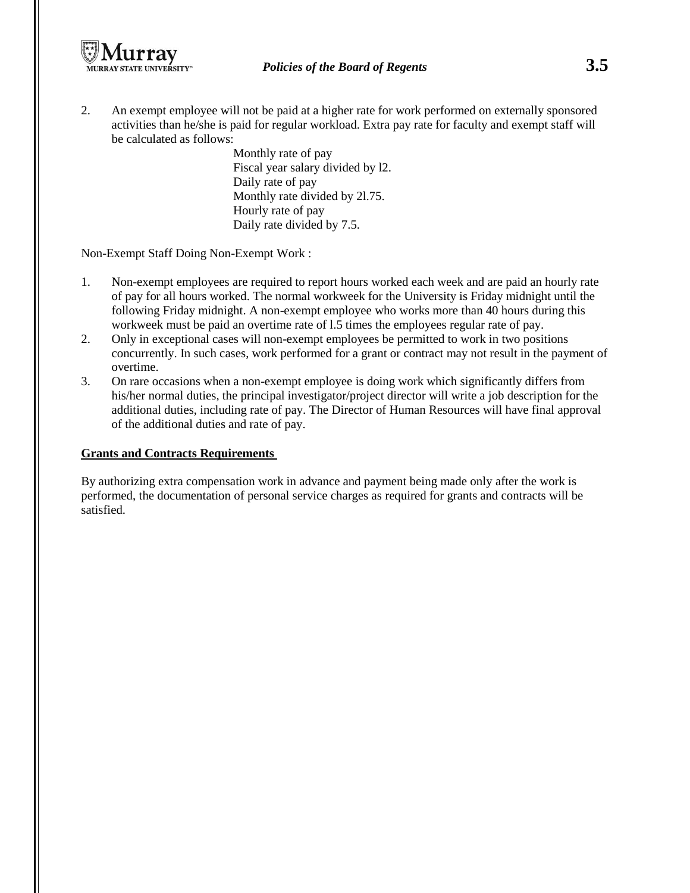2. An exempt employee will not be paid at a higher rate for work performed on externally sponsored activities than he/she is paid for regular workload. Extra pay rate for faculty and exempt staff will be calculated as follows:

   Monthly rate of pay
   Fiscal year salary divided by l2.
   Daily rate of pay
   Monthly rate divided by 2l.75.
   Hourly rate of pay
   Daily rate divided by 7.5.

Non-Exempt Staff Doing Non-Exempt Work :

1. Non-exempt employees are required to report hours worked each week and are paid an hourly rate of pay for all hours worked. The normal workweek for the University is Friday midnight until the following Friday midnight. A non-exempt employee who works more than 40 hours during this workweek must be paid an overtime rate of l.5 times the employees regular rate of pay.
2. Only in exceptional cases will non-exempt employees be permitted to work in two positions concurrently. In such cases, work performed for a grant or contract may not result in the payment of overtime.
3. On rare occasions when a non-exempt employee is doing work which significantly differs from his/her normal duties, the principal investigator/project director will write a job description for the additional duties, including rate of pay. The Director of Human Resources will have final approval of the additional duties and rate of pay.

**Grants and Contracts Requirements**

By authorizing extra compensation work in advance and payment being made only after the work is performed, the documentation of personal service charges as required for grants and contracts will be satisfied.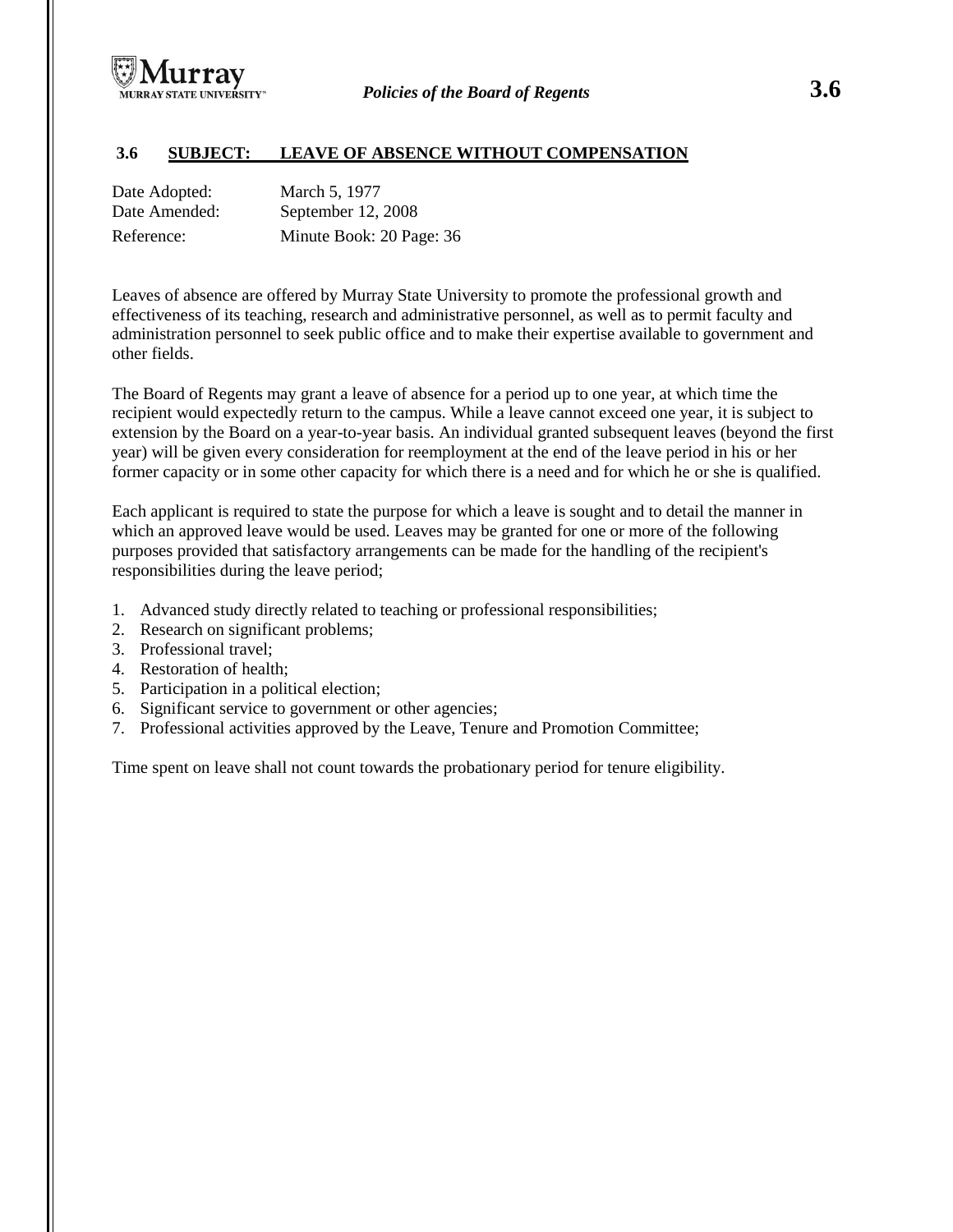## 3.6 SUBJECT: LEAVE OF ABSENCE WITHOUT COMPENSATION

| | |
|---|---|
| Date Adopted: | March 5, 1977 |
| Date Amended: | September 12, 2008 |
| Reference: | Minute Book: 20 Page: 36 |

Leaves of absence are offered by Murray State University to promote the professional growth and effectiveness of its teaching, research and administrative personnel, as well as to permit faculty and administration personnel to seek public office and to make their expertise available to government and other fields.

The Board of Regents may grant a leave of absence for a period up to one year, at which time the recipient would expectedly return to the campus. While a leave cannot exceed one year, it is subject to extension by the Board on a year-to-year basis. An individual granted subsequent leaves (beyond the first year) will be given every consideration for reemployment at the end of the leave period in his or her former capacity or in some other capacity for which there is a need and for which he or she is qualified.

Each applicant is required to state the purpose for which a leave is sought and to detail the manner in which an approved leave would be used. Leaves may be granted for one or more of the following purposes provided that satisfactory arrangements can be made for the handling of the recipient's responsibilities during the leave period;

1. Advanced study directly related to teaching or professional responsibilities;
2. Research on significant problems;
3. Professional travel;
4. Restoration of health;
5. Participation in a political election;
6. Significant service to government or other agencies;
7. Professional activities approved by the Leave, Tenure and Promotion Committee;

Time spent on leave shall not count towards the probationary period for tenure eligibility.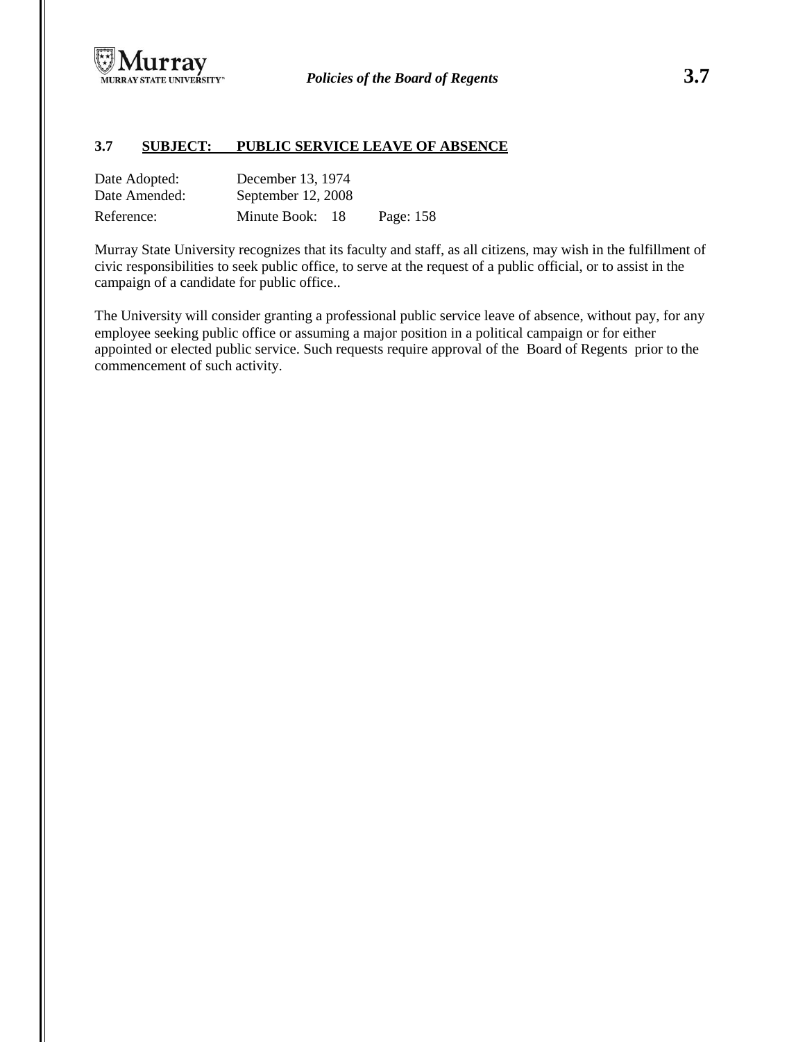## 3.7 SUBJECT: PUBLIC SERVICE LEAVE OF ABSENCE

| | | |
|---|---|---|
| Date Adopted: | December 13, 1974 | |
| Date Amended: | September 12, 2008 | |
| Reference: | Minute Book: 18 | Page: 158 |

Murray State University recognizes that its faculty and staff, as all citizens, may wish in the fulfillment of civic responsibilities to seek public office, to serve at the request of a public official, or to assist in the campaign of a candidate for public office..

The University will consider granting a professional public service leave of absence, without pay, for any employee seeking public office or assuming a major position in a political campaign or for either appointed or elected public service. Such requests require approval of the Board of Regents prior to the commencement of such activity.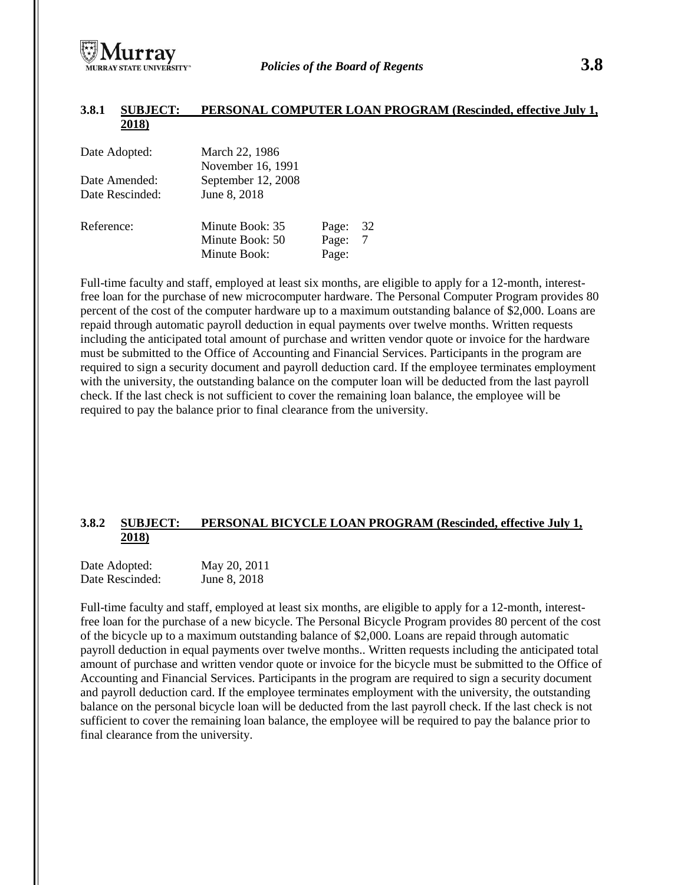### 3.8.1 SUBJECT: PERSONAL COMPUTER LOAN PROGRAM (Rescinded, effective July 1, 2018)

| | | | |
|---|---|---|---|
| Date Adopted: | March 22, 1986 | | |
| | November 16, 1991 | | |
| Date Amended: | September 12, 2008 | | |
| Date Rescinded: | June 8, 2018 | | |
| Reference: | Minute Book: 35 | Page: | 32 |
| | Minute Book: 50 | Page: | 7 |
| | Minute Book: | Page: | |

Full-time faculty and staff, employed at least six months, are eligible to apply for a 12-month, interest-free loan for the purchase of new microcomputer hardware. The Personal Computer Program provides 80 percent of the cost of the computer hardware up to a maximum outstanding balance of $2,000. Loans are repaid through automatic payroll deduction in equal payments over twelve months. Written requests including the anticipated total amount of purchase and written vendor quote or invoice for the hardware must be submitted to the Office of Accounting and Financial Services. Participants in the program are required to sign a security document and payroll deduction card. If the employee terminates employment with the university, the outstanding balance on the computer loan will be deducted from the last payroll check. If the last check is not sufficient to cover the remaining loan balance, the employee will be required to pay the balance prior to final clearance from the university.

### 3.8.2 SUBJECT: PERSONAL BICYCLE LOAN PROGRAM (Rescinded, effective July 1, 2018)

| | |
|---|---|
| Date Adopted: | May 20, 2011 |
| Date Rescinded: | June 8, 2018 |

Full-time faculty and staff, employed at least six months, are eligible to apply for a 12-month, interest-free loan for the purchase of a new bicycle. The Personal Bicycle Program provides 80 percent of the cost of the bicycle up to a maximum outstanding balance of $2,000. Loans are repaid through automatic payroll deduction in equal payments over twelve months.. Written requests including the anticipated total amount of purchase and written vendor quote or invoice for the bicycle must be submitted to the Office of Accounting and Financial Services. Participants in the program are required to sign a security document and payroll deduction card. If the employee terminates employment with the university, the outstanding balance on the personal bicycle loan will be deducted from the last payroll check. If the last check is not sufficient to cover the remaining loan balance, the employee will be required to pay the balance prior to final clearance from the university.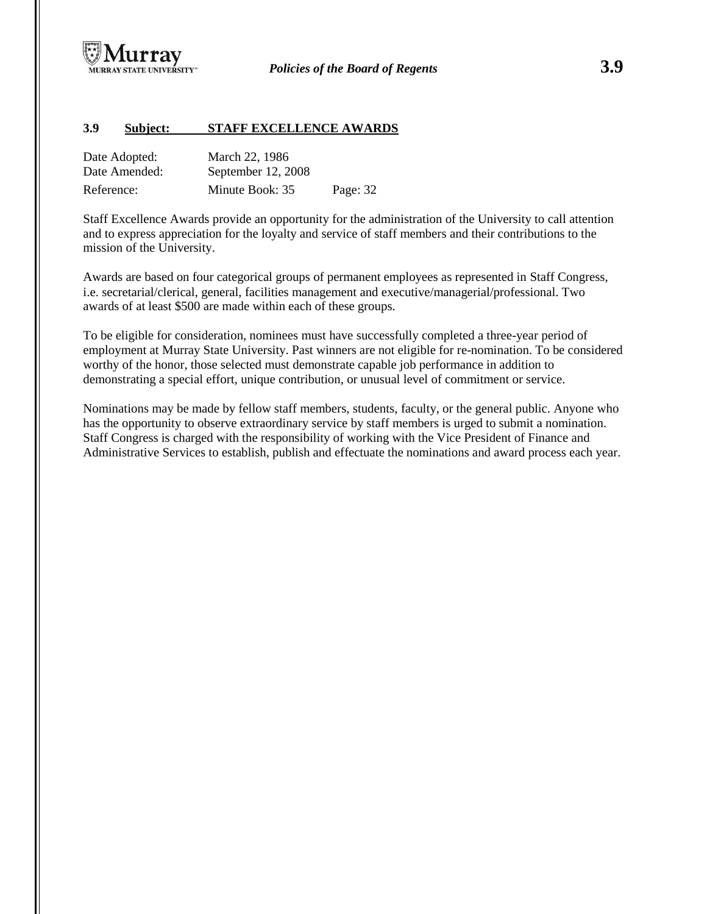## 3.9 Subject: STAFF EXCELLENCE AWARDS

| | | |
|---|---|---|
| Date Adopted: | March 22, 1986 | |
| Date Amended: | September 12, 2008 | |
| Reference: | Minute Book: 35 | Page: 32 |

Staff Excellence Awards provide an opportunity for the administration of the University to call attention and to express appreciation for the loyalty and service of staff members and their contributions to the mission of the University.

Awards are based on four categorical groups of permanent employees as represented in Staff Congress, i.e. secretarial/clerical, general, facilities management and executive/managerial/professional. Two awards of at least $500 are made within each of these groups.

To be eligible for consideration, nominees must have successfully completed a three-year period of employment at Murray State University. Past winners are not eligible for re-nomination. To be considered worthy of the honor, those selected must demonstrate capable job performance in addition to demonstrating a special effort, unique contribution, or unusual level of commitment or service.

Nominations may be made by fellow staff members, students, faculty, or the general public. Anyone who has the opportunity to observe extraordinary service by staff members is urged to submit a nomination. Staff Congress is charged with the responsibility of working with the Vice President of Finance and Administrative Services to establish, publish and effectuate the nominations and award process each year.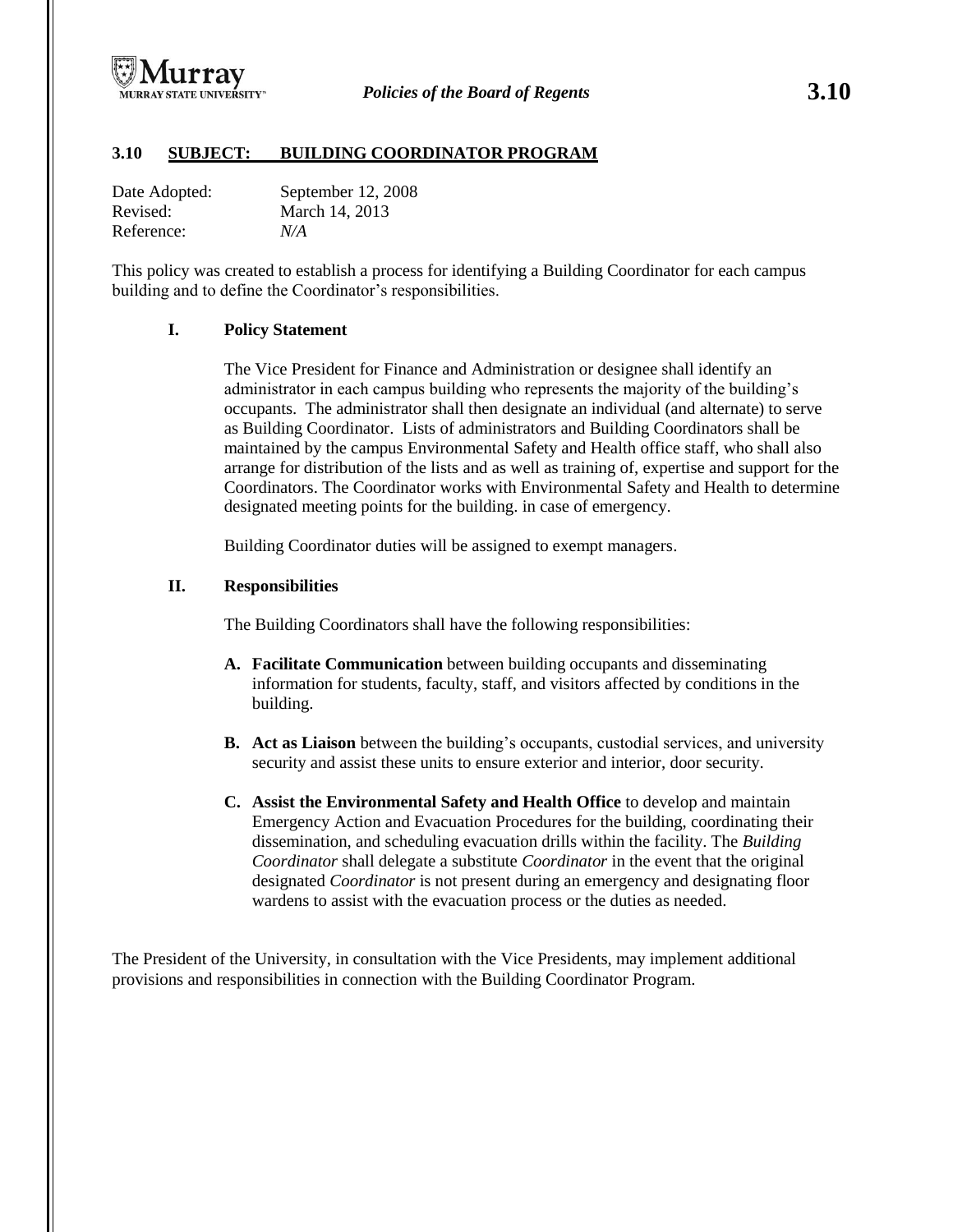## 3.10 SUBJECT: BUILDING COORDINATOR PROGRAM

Date Adopted: September 12, 2008
Revised: March 14, 2013
Reference: *N/A*

This policy was created to establish a process for identifying a Building Coordinator for each campus building and to define the Coordinator's responsibilities.

### I. Policy Statement

The Vice President for Finance and Administration or designee shall identify an administrator in each campus building who represents the majority of the building's occupants. The administrator shall then designate an individual (and alternate) to serve as Building Coordinator. Lists of administrators and Building Coordinators shall be maintained by the campus Environmental Safety and Health office staff, who shall also arrange for distribution of the lists and as well as training of, expertise and support for the Coordinators. The Coordinator works with Environmental Safety and Health to determine designated meeting points for the building. in case of emergency.

Building Coordinator duties will be assigned to exempt managers.

### II. Responsibilities

The Building Coordinators shall have the following responsibilities:

A. **Facilitate Communication** between building occupants and disseminating information for students, faculty, staff, and visitors affected by conditions in the building.

B. **Act as Liaison** between the building's occupants, custodial services, and university security and assist these units to ensure exterior and interior, door security.

C. **Assist the Environmental Safety and Health Office** to develop and maintain Emergency Action and Evacuation Procedures for the building, coordinating their dissemination, and scheduling evacuation drills within the facility. The *Building Coordinator* shall delegate a substitute *Coordinator* in the event that the original designated *Coordinator* is not present during an emergency and designating floor wardens to assist with the evacuation process or the duties as needed.

The President of the University, in consultation with the Vice Presidents, may implement additional provisions and responsibilities in connection with the Building Coordinator Program.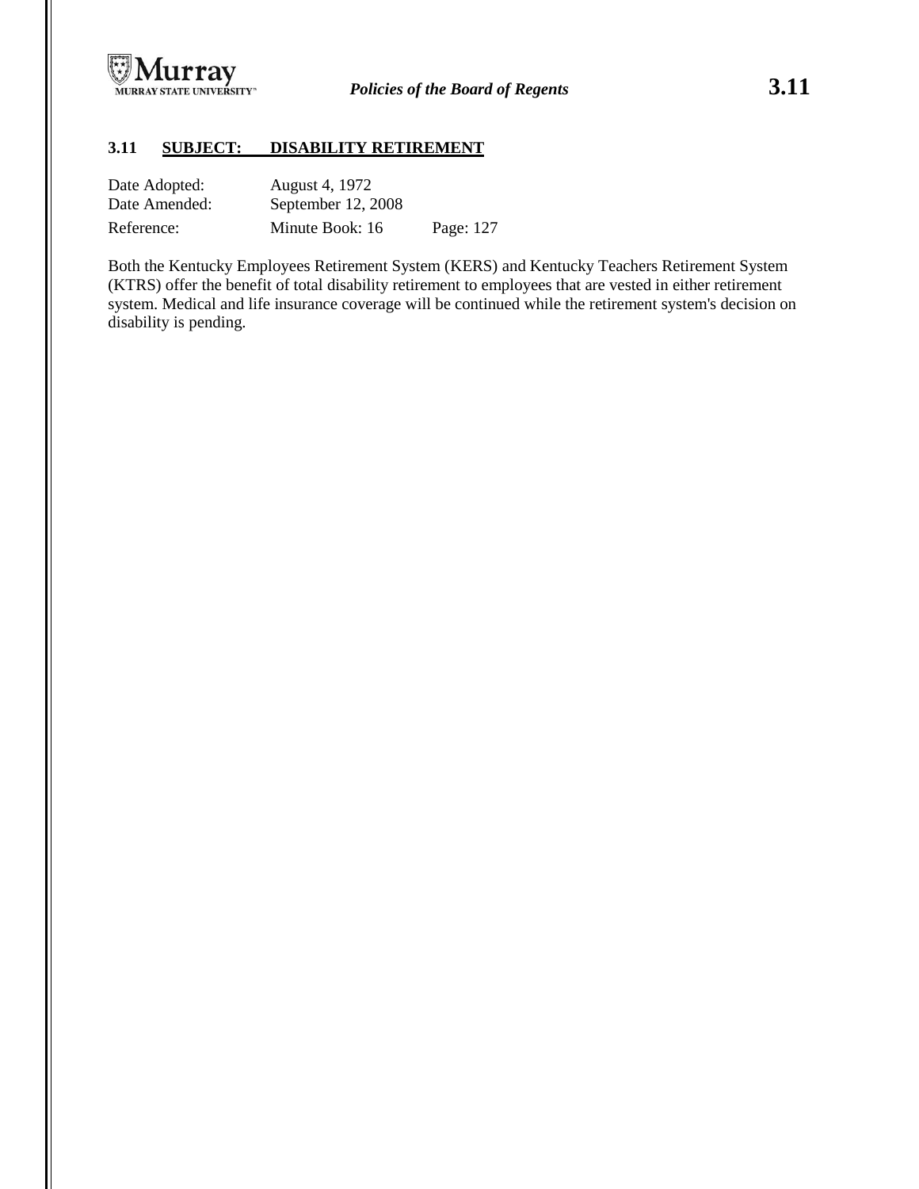## 3.11 SUBJECT: DISABILITY RETIREMENT

| | | |
|---|---|---|
| Date Adopted: | August 4, 1972 | |
| Date Amended: | September 12, 2008 | |
| Reference: | Minute Book: 16 | Page: 127 |

Both the Kentucky Employees Retirement System (KERS) and Kentucky Teachers Retirement System (KTRS) offer the benefit of total disability retirement to employees that are vested in either retirement system. Medical and life insurance coverage will be continued while the retirement system's decision on disability is pending.